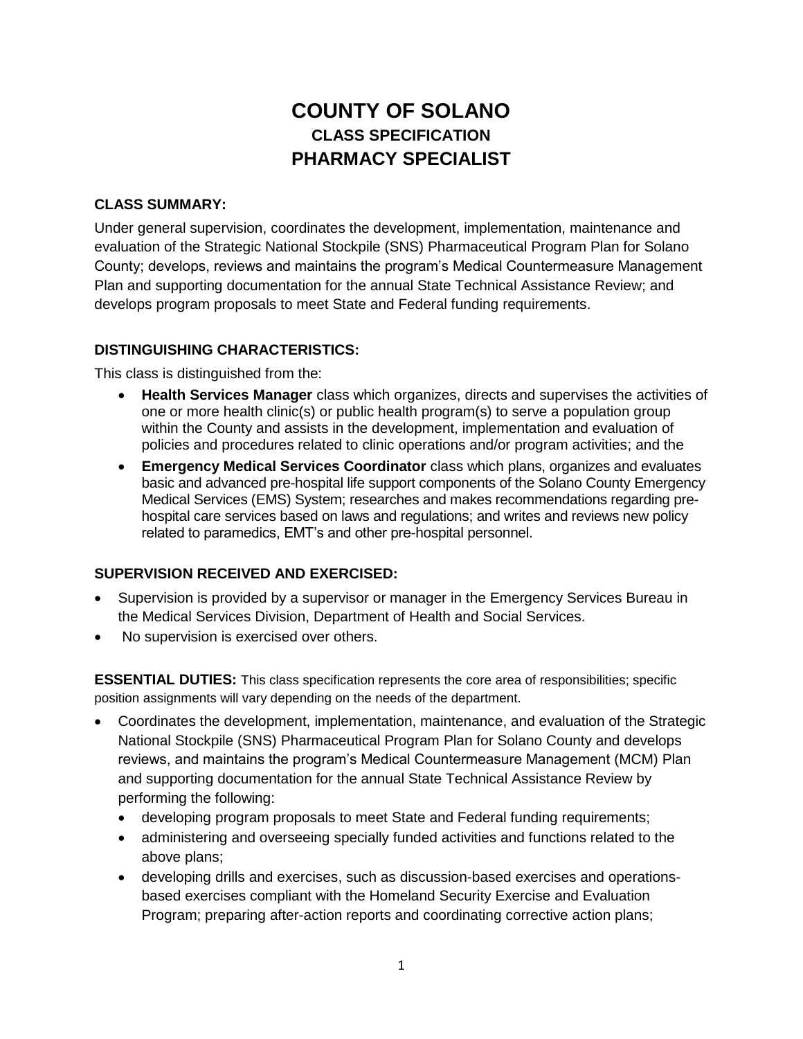# COUNTY OF SOLANO

## CLASS SPECIFICATION

## PHARMACY SPECIALIST

**CLASS SUMMARY:**

Under general supervision, coordinates the development, implementation, maintenance and evaluation of the Strategic National Stockpile (SNS) Pharmaceutical Program Plan for Solano County; develops, reviews and maintains the program's Medical Countermeasure Management Plan and supporting documentation for the annual State Technical Assistance Review; and develops program proposals to meet State and Federal funding requirements.

**DISTINGUISHING CHARACTERISTICS:**

This class is distinguished from the:

- **Health Services Manager** class which organizes, directs and supervises the activities of one or more health clinic(s) or public health program(s) to serve a population group within the County and assists in the development, implementation and evaluation of policies and procedures related to clinic operations and/or program activities; and the
- **Emergency Medical Services Coordinator** class which plans, organizes and evaluates basic and advanced pre-hospital life support components of the Solano County Emergency Medical Services (EMS) System; researches and makes recommendations regarding pre-hospital care services based on laws and regulations; and writes and reviews new policy related to paramedics, EMT's and other pre-hospital personnel.

**SUPERVISION RECEIVED AND EXERCISED:**

- Supervision is provided by a supervisor or manager in the Emergency Services Bureau in the Medical Services Division, Department of Health and Social Services.
- No supervision is exercised over others.

**ESSENTIAL DUTIES:** This class specification represents the core area of responsibilities; specific position assignments will vary depending on the needs of the department.

- Coordinates the development, implementation, maintenance, and evaluation of the Strategic National Stockpile (SNS) Pharmaceutical Program Plan for Solano County and develops reviews, and maintains the program's Medical Countermeasure Management (MCM) Plan and supporting documentation for the annual State Technical Assistance Review by performing the following:
  - developing program proposals to meet State and Federal funding requirements;
  - administering and overseeing specially funded activities and functions related to the above plans;
  - developing drills and exercises, such as discussion-based exercises and operations-based exercises compliant with the Homeland Security Exercise and Evaluation Program; preparing after-action reports and coordinating corrective action plans;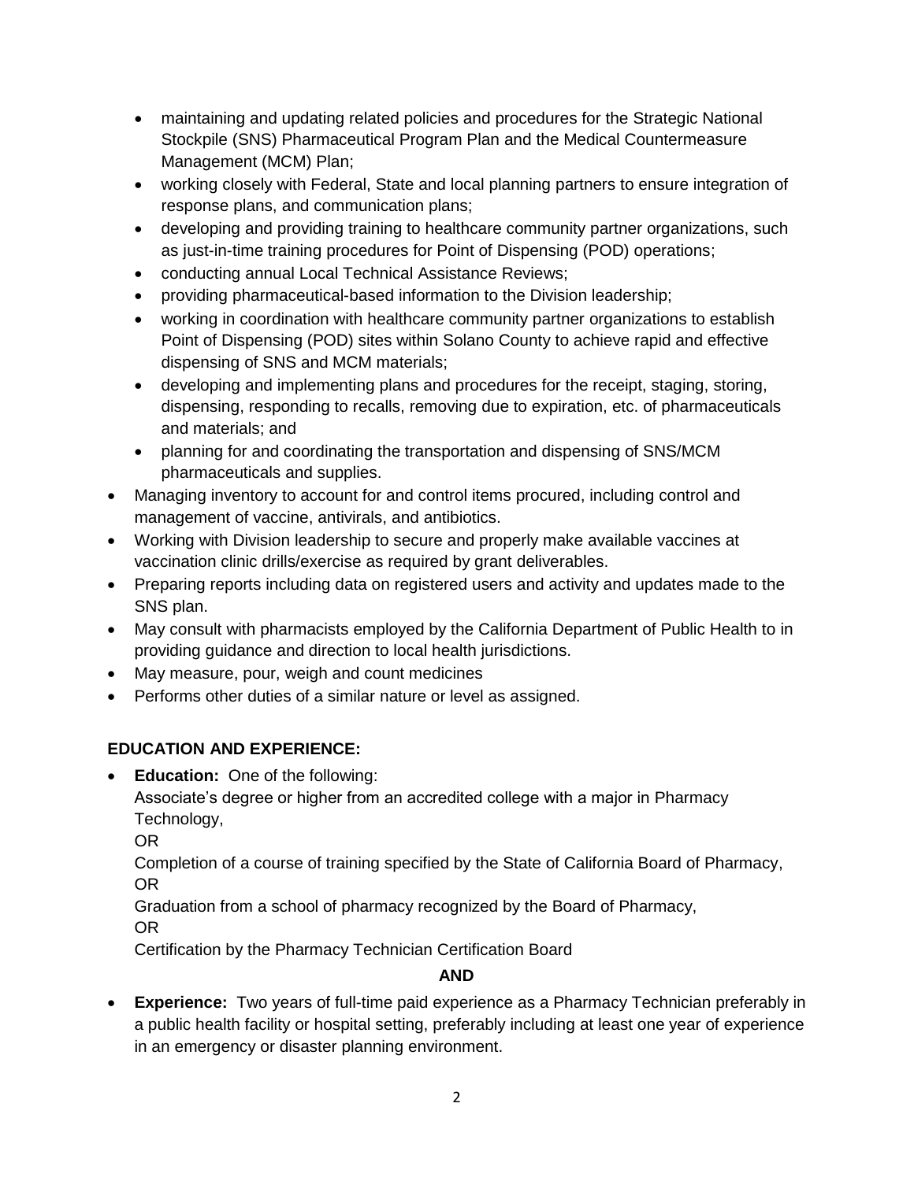- maintaining and updating related policies and procedures for the Strategic National Stockpile (SNS) Pharmaceutical Program Plan and the Medical Countermeasure Management (MCM) Plan;
  - working closely with Federal, State and local planning partners to ensure integration of response plans, and communication plans;
  - developing and providing training to healthcare community partner organizations, such as just-in-time training procedures for Point of Dispensing (POD) operations;
  - conducting annual Local Technical Assistance Reviews;
  - providing pharmaceutical-based information to the Division leadership;
  - working in coordination with healthcare community partner organizations to establish Point of Dispensing (POD) sites within Solano County to achieve rapid and effective dispensing of SNS and MCM materials;
  - developing and implementing plans and procedures for the receipt, staging, storing, dispensing, responding to recalls, removing due to expiration, etc. of pharmaceuticals and materials; and
  - planning for and coordinating the transportation and dispensing of SNS/MCM pharmaceuticals and supplies.
- Managing inventory to account for and control items procured, including control and management of vaccine, antivirals, and antibiotics.
- Working with Division leadership to secure and properly make available vaccines at vaccination clinic drills/exercise as required by grant deliverables.
- Preparing reports including data on registered users and activity and updates made to the SNS plan.
- May consult with pharmacists employed by the California Department of Public Health to in providing guidance and direction to local health jurisdictions.
- May measure, pour, weigh and count medicines
- Performs other duties of a similar nature or level as assigned.

**EDUCATION AND EXPERIENCE:**

- **Education:** One of the following:
  Associate's degree or higher from an accredited college with a major in Pharmacy Technology,
  OR
  Completion of a course of training specified by the State of California Board of Pharmacy,
  OR
  Graduation from a school of pharmacy recognized by the Board of Pharmacy,
  OR
  Certification by the Pharmacy Technician Certification Board

**AND**

- **Experience:** Two years of full-time paid experience as a Pharmacy Technician preferably in a public health facility or hospital setting, preferably including at least one year of experience in an emergency or disaster planning environment.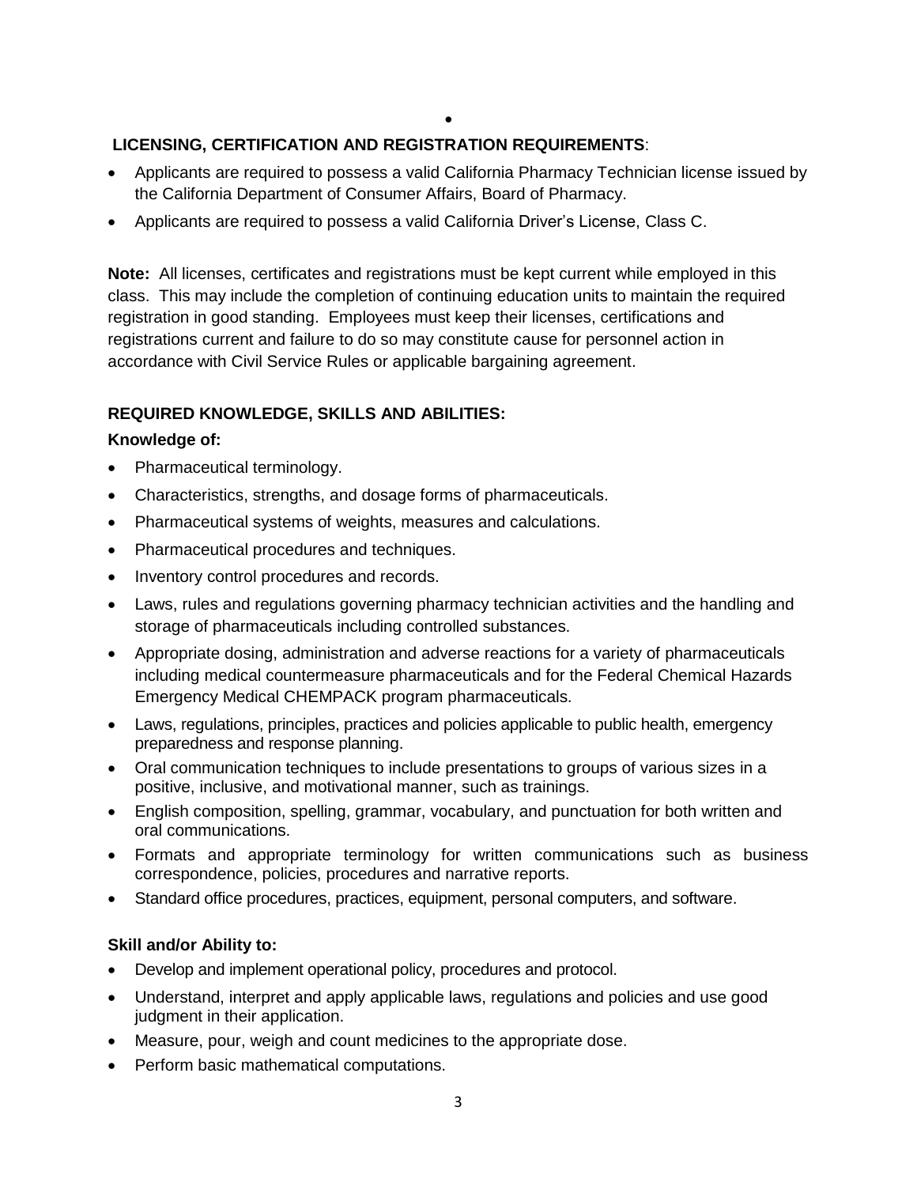**LICENSING, CERTIFICATION AND REGISTRATION REQUIREMENTS**:

- Applicants are required to possess a valid California Pharmacy Technician license issued by the California Department of Consumer Affairs, Board of Pharmacy.
- Applicants are required to possess a valid California Driver's License, Class C.

**Note:** All licenses, certificates and registrations must be kept current while employed in this class. This may include the completion of continuing education units to maintain the required registration in good standing. Employees must keep their licenses, certifications and registrations current and failure to do so may constitute cause for personnel action in accordance with Civil Service Rules or applicable bargaining agreement.

**REQUIRED KNOWLEDGE, SKILLS AND ABILITIES:**

**Knowledge of:**

- Pharmaceutical terminology.
- Characteristics, strengths, and dosage forms of pharmaceuticals.
- Pharmaceutical systems of weights, measures and calculations.
- Pharmaceutical procedures and techniques.
- Inventory control procedures and records.
- Laws, rules and regulations governing pharmacy technician activities and the handling and storage of pharmaceuticals including controlled substances.
- Appropriate dosing, administration and adverse reactions for a variety of pharmaceuticals including medical countermeasure pharmaceuticals and for the Federal Chemical Hazards Emergency Medical CHEMPACK program pharmaceuticals.
- Laws, regulations, principles, practices and policies applicable to public health, emergency preparedness and response planning.
- Oral communication techniques to include presentations to groups of various sizes in a positive, inclusive, and motivational manner, such as trainings.
- English composition, spelling, grammar, vocabulary, and punctuation for both written and oral communications.
- Formats and appropriate terminology for written communications such as business correspondence, policies, procedures and narrative reports.
- Standard office procedures, practices, equipment, personal computers, and software.

**Skill and/or Ability to:**

- Develop and implement operational policy, procedures and protocol.
- Understand, interpret and apply applicable laws, regulations and policies and use good judgment in their application.
- Measure, pour, weigh and count medicines to the appropriate dose.
- Perform basic mathematical computations.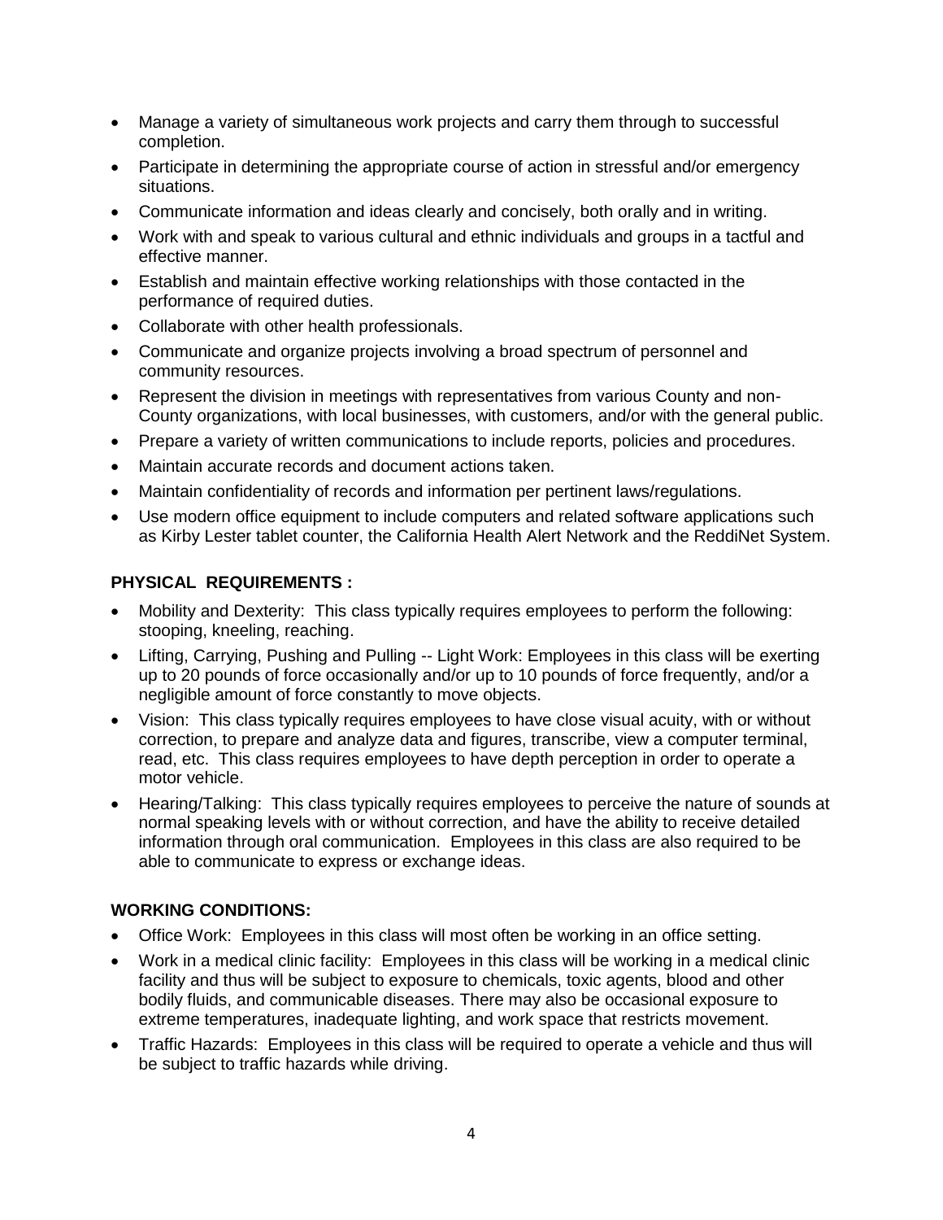- Manage a variety of simultaneous work projects and carry them through to successful completion.
- Participate in determining the appropriate course of action in stressful and/or emergency situations.
- Communicate information and ideas clearly and concisely, both orally and in writing.
- Work with and speak to various cultural and ethnic individuals and groups in a tactful and effective manner.
- Establish and maintain effective working relationships with those contacted in the performance of required duties.
- Collaborate with other health professionals.
- Communicate and organize projects involving a broad spectrum of personnel and community resources.
- Represent the division in meetings with representatives from various County and non-County organizations, with local businesses, with customers, and/or with the general public.
- Prepare a variety of written communications to include reports, policies and procedures.
- Maintain accurate records and document actions taken.
- Maintain confidentiality of records and information per pertinent laws/regulations.
- Use modern office equipment to include computers and related software applications such as Kirby Lester tablet counter, the California Health Alert Network and the ReddiNet System.

**PHYSICAL REQUIREMENTS :**

- Mobility and Dexterity: This class typically requires employees to perform the following: stooping, kneeling, reaching.
- Lifting, Carrying, Pushing and Pulling -- Light Work: Employees in this class will be exerting up to 20 pounds of force occasionally and/or up to 10 pounds of force frequently, and/or a negligible amount of force constantly to move objects.
- Vision: This class typically requires employees to have close visual acuity, with or without correction, to prepare and analyze data and figures, transcribe, view a computer terminal, read, etc. This class requires employees to have depth perception in order to operate a motor vehicle.
- Hearing/Talking: This class typically requires employees to perceive the nature of sounds at normal speaking levels with or without correction, and have the ability to receive detailed information through oral communication. Employees in this class are also required to be able to communicate to express or exchange ideas.

**WORKING CONDITIONS:**

- Office Work: Employees in this class will most often be working in an office setting.
- Work in a medical clinic facility: Employees in this class will be working in a medical clinic facility and thus will be subject to exposure to chemicals, toxic agents, blood and other bodily fluids, and communicable diseases. There may also be occasional exposure to extreme temperatures, inadequate lighting, and work space that restricts movement.
- Traffic Hazards: Employees in this class will be required to operate a vehicle and thus will be subject to traffic hazards while driving.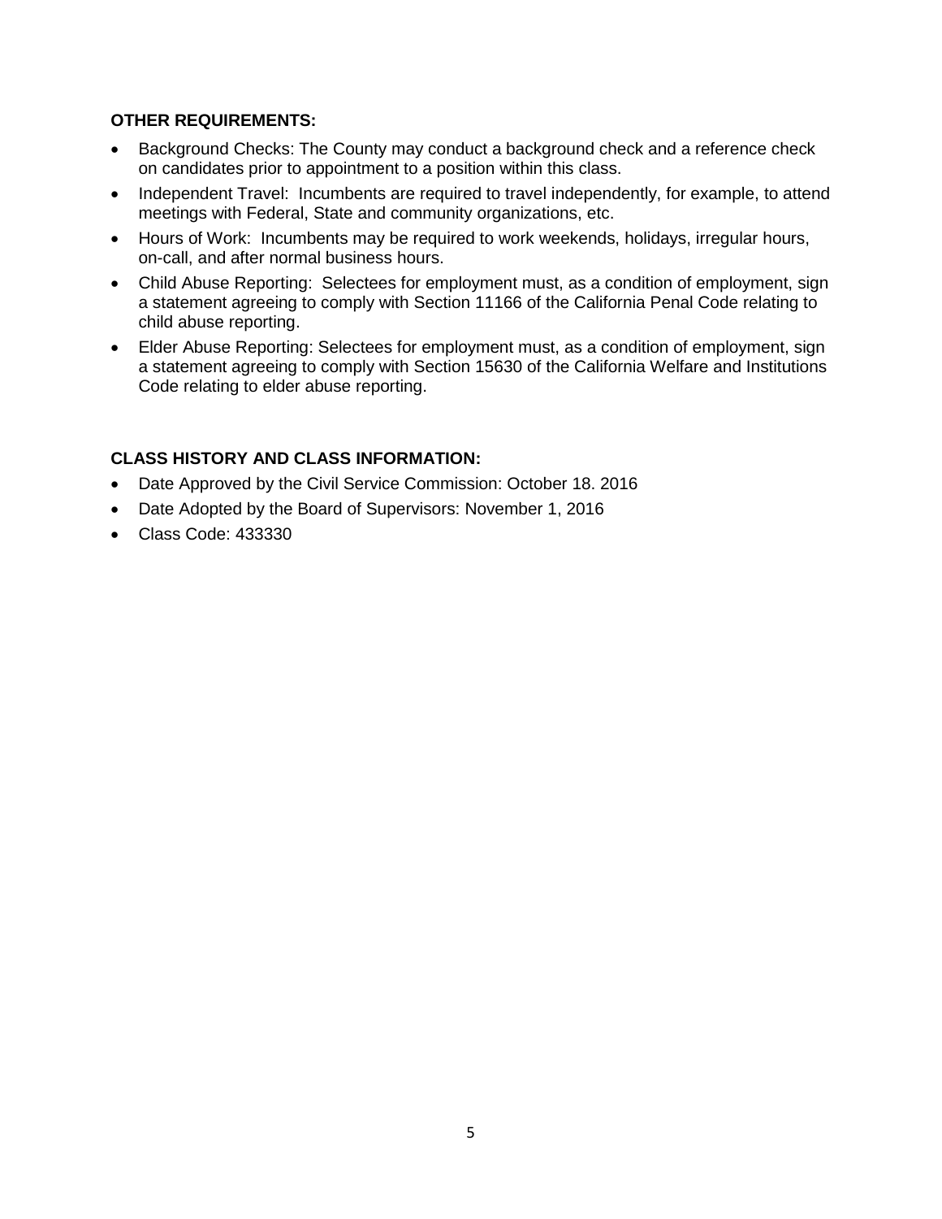**OTHER REQUIREMENTS:**

- Background Checks: The County may conduct a background check and a reference check on candidates prior to appointment to a position within this class.
- Independent Travel: Incumbents are required to travel independently, for example, to attend meetings with Federal, State and community organizations, etc.
- Hours of Work: Incumbents may be required to work weekends, holidays, irregular hours, on-call, and after normal business hours.
- Child Abuse Reporting: Selectees for employment must, as a condition of employment, sign a statement agreeing to comply with Section 11166 of the California Penal Code relating to child abuse reporting.
- Elder Abuse Reporting: Selectees for employment must, as a condition of employment, sign a statement agreeing to comply with Section 15630 of the California Welfare and Institutions Code relating to elder abuse reporting.

**CLASS HISTORY AND CLASS INFORMATION:**

- Date Approved by the Civil Service Commission: October 18. 2016
- Date Adopted by the Board of Supervisors: November 1, 2016
- Class Code: 433330